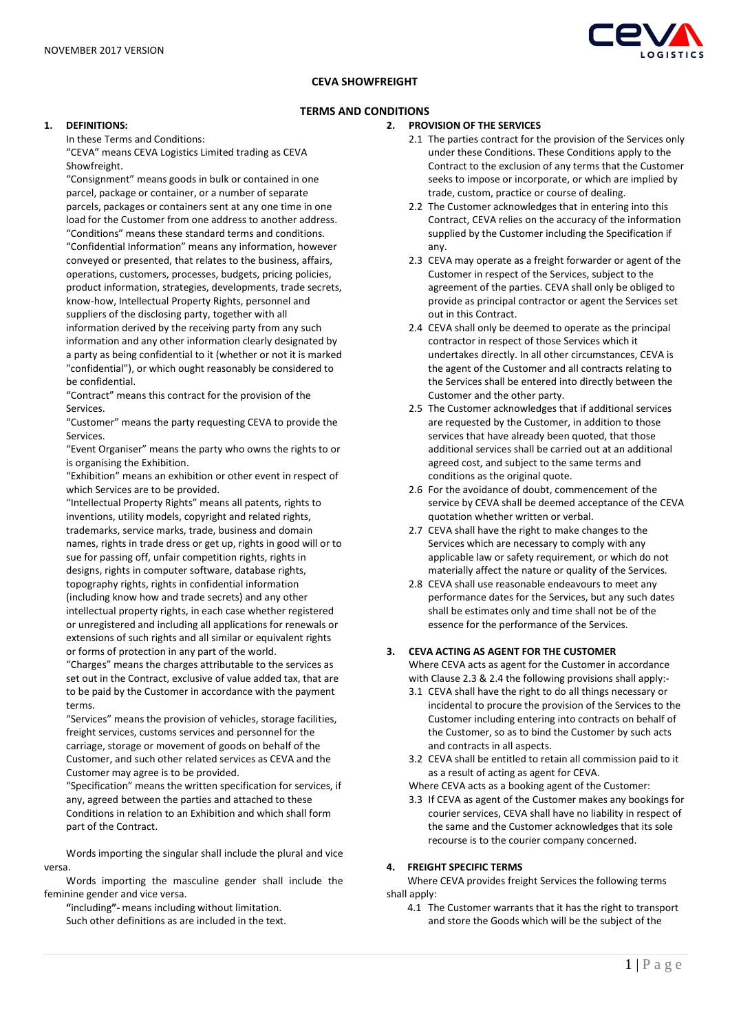NOVEMBER 2017 VERSION

**CEVA SHOWFREIGHT**

**TERMS AND CONDITIONS**

**1. DEFINITIONS:**

In these Terms and Conditions:

"CEVA" means CEVA Logistics Limited trading as CEVA Showfreight.

"Consignment" means goods in bulk or contained in one parcel, package or container, or a number of separate parcels, packages or containers sent at any one time in one load for the Customer from one address to another address.

"Conditions" means these standard terms and conditions.

"Confidential Information" means any information, however conveyed or presented, that relates to the business, affairs, operations, customers, processes, budgets, pricing policies, product information, strategies, developments, trade secrets, know-how, Intellectual Property Rights, personnel and suppliers of the disclosing party, together with all information derived by the receiving party from any such information and any other information clearly designated by a party as being confidential to it (whether or not it is marked "confidential"), or which ought reasonably be considered to be confidential.

"Contract" means this contract for the provision of the Services.

"Customer" means the party requesting CEVA to provide the Services.

"Event Organiser" means the party who owns the rights to or is organising the Exhibition.

"Exhibition" means an exhibition or other event in respect of which Services are to be provided.

"Intellectual Property Rights" means all patents, rights to inventions, utility models, copyright and related rights, trademarks, service marks, trade, business and domain names, rights in trade dress or get up, rights in good will or to sue for passing off, unfair competition rights, rights in designs, rights in computer software, database rights, topography rights, rights in confidential information (including know how and trade secrets) and any other intellectual property rights, in each case whether registered or unregistered and including all applications for renewals or extensions of such rights and all similar or equivalent rights or forms of protection in any part of the world.

"Charges" means the charges attributable to the services as set out in the Contract, exclusive of value added tax, that are to be paid by the Customer in accordance with the payment terms.

"Services" means the provision of vehicles, storage facilities, freight services, customs services and personnel for the carriage, storage or movement of goods on behalf of the Customer, and such other related services as CEVA and the Customer may agree is to be provided.

"Specification" means the written specification for services, if any, agreed between the parties and attached to these Conditions in relation to an Exhibition and which shall form part of the Contract.

Words importing the singular shall include the plural and vice versa.

Words importing the masculine gender shall include the feminine gender and vice versa.

**"**including**"-** means including without limitation.

Such other definitions as are included in the text.

**2. PROVISION OF THE SERVICES**

2.1 The parties contract for the provision of the Services only under these Conditions. These Conditions apply to the Contract to the exclusion of any terms that the Customer seeks to impose or incorporate, or which are implied by trade, custom, practice or course of dealing.

2.2 The Customer acknowledges that in entering into this Contract, CEVA relies on the accuracy of the information supplied by the Customer including the Specification if any.

2.3 CEVA may operate as a freight forwarder or agent of the Customer in respect of the Services, subject to the agreement of the parties. CEVA shall only be obliged to provide as principal contractor or agent the Services set out in this Contract.

2.4 CEVA shall only be deemed to operate as the principal contractor in respect of those Services which it undertakes directly. In all other circumstances, CEVA is the agent of the Customer and all contracts relating to the Services shall be entered into directly between the Customer and the other party.

2.5 The Customer acknowledges that if additional services are requested by the Customer, in addition to those services that have already been quoted, that those additional services shall be carried out at an additional agreed cost, and subject to the same terms and conditions as the original quote.

2.6 For the avoidance of doubt, commencement of the service by CEVA shall be deemed acceptance of the CEVA quotation whether written or verbal.

2.7 CEVA shall have the right to make changes to the Services which are necessary to comply with any applicable law or safety requirement, or which do not materially affect the nature or quality of the Services.

2.8 CEVA shall use reasonable endeavours to meet any performance dates for the Services, but any such dates shall be estimates only and time shall not be of the essence for the performance of the Services.

**3. CEVA ACTING AS AGENT FOR THE CUSTOMER**

Where CEVA acts as agent for the Customer in accordance with Clause 2.3 & 2.4 the following provisions shall apply:-

3.1 CEVA shall have the right to do all things necessary or incidental to procure the provision of the Services to the Customer including entering into contracts on behalf of the Customer, so as to bind the Customer by such acts and contracts in all aspects.

3.2 CEVA shall be entitled to retain all commission paid to it as a result of acting as agent for CEVA.

Where CEVA acts as a booking agent of the Customer:

3.3 If CEVA as agent of the Customer makes any bookings for courier services, CEVA shall have no liability in respect of the same and the Customer acknowledges that its sole recourse is to the courier company concerned.

**4. FREIGHT SPECIFIC TERMS**

Where CEVA provides freight Services the following terms shall apply:

4.1 The Customer warrants that it has the right to transport and store the Goods which will be the subject of the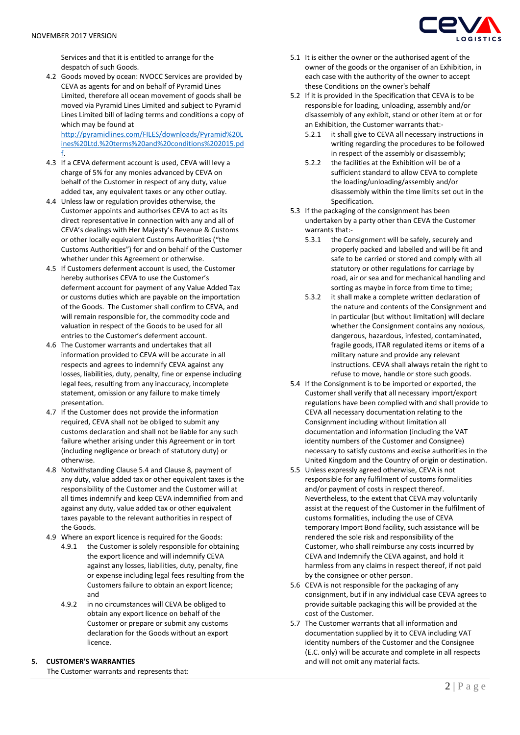Services and that it is entitled to arrange for the despatch of such Goods.

4.2 Goods moved by ocean: NVOCC Services are provided by CEVA as agents for and on behalf of Pyramid Lines Limited, therefore all ocean movement of goods shall be moved via Pyramid Lines Limited and subject to Pyramid Lines Limited bill of lading terms and conditions a copy of which may be found at [http://pyramidlines.com/FILES/downloads/Pyramid%20Lines%20Ltd.%20terms%20and%20conditions%202015.pdf](http://pyramidlines.com/FILES/downloads/Pyramid%20Lines%20Ltd.%20terms%20and%20conditions%202015.pdf).

4.3 If a CEVA deferment account is used, CEVA will levy a charge of 5% for any monies advanced by CEVA on behalf of the Customer in respect of any duty, value added tax, any equivalent taxes or any other outlay.

4.4 Unless law or regulation provides otherwise, the Customer appoints and authorises CEVA to act as its direct representative in connection with any and all of CEVA's dealings with Her Majesty's Revenue & Customs or other locally equivalent Customs Authorities ("the Customs Authorities") for and on behalf of the Customer whether under this Agreement or otherwise.

4.5 If Customers deferment account is used, the Customer hereby authorises CEVA to use the Customer's deferment account for payment of any Value Added Tax or customs duties which are payable on the importation of the Goods. The Customer shall confirm to CEVA, and will remain responsible for, the commodity code and valuation in respect of the Goods to be used for all entries to the Customer's deferment account.

4.6 The Customer warrants and undertakes that all information provided to CEVA will be accurate in all respects and agrees to indemnify CEVA against any losses, liabilities, duty, penalty, fine or expense including legal fees, resulting from any inaccuracy, incomplete statement, omission or any failure to make timely presentation.

4.7 If the Customer does not provide the information required, CEVA shall not be obliged to submit any customs declaration and shall not be liable for any such failure whether arising under this Agreement or in tort (including negligence or breach of statutory duty) or otherwise.

4.8 Notwithstanding Clause 5.4 and Clause 8, payment of any duty, value added tax or other equivalent taxes is the responsibility of the Customer and the Customer will at all times indemnify and keep CEVA indemnified from and against any duty, value added tax or other equivalent taxes payable to the relevant authorities in respect of the Goods.

4.9 Where an export licence is required for the Goods:

4.9.1 the Customer is solely responsible for obtaining the export licence and will indemnify CEVA against any losses, liabilities, duty, penalty, fine or expense including legal fees resulting from the Customers failure to obtain an export licence; and

4.9.2 in no circumstances will CEVA be obliged to obtain any export licence on behalf of the Customer or prepare or submit any customs declaration for the Goods without an export licence.

## 5. CUSTOMER'S WARRANTIES

The Customer warrants and represents that:

5.1 It is either the owner or the authorised agent of the owner of the goods or the organiser of an Exhibition, in each case with the authority of the owner to accept these Conditions on the owner's behalf

5.2 If it is provided in the Specification that CEVA is to be responsible for loading, unloading, assembly and/or disassembly of any exhibit, stand or other item at or for an Exhibition, the Customer warrants that:-

5.2.1 it shall give to CEVA all necessary instructions in writing regarding the procedures to be followed in respect of the assembly or disassembly;

5.2.2 the facilities at the Exhibition will be of a sufficient standard to allow CEVA to complete the loading/unloading/assembly and/or disassembly within the time limits set out in the Specification.

5.3 If the packaging of the consignment has been undertaken by a party other than CEVA the Customer warrants that:-

5.3.1 the Consignment will be safely, securely and properly packed and labelled and will be fit and safe to be carried or stored and comply with all statutory or other regulations for carriage by road, air or sea and for mechanical handling and sorting as maybe in force from time to time;

5.3.2 it shall make a complete written declaration of the nature and contents of the Consignment and in particular (but without limitation) will declare whether the Consignment contains any noxious, dangerous, hazardous, infested, contaminated, fragile goods, ITAR regulated items or items of a military nature and provide any relevant instructions. CEVA shall always retain the right to refuse to move, handle or store such goods.

5.4 If the Consignment is to be imported or exported, the Customer shall verify that all necessary import/export regulations have been complied with and shall provide to CEVA all necessary documentation relating to the Consignment including without limitation all documentation and information (including the VAT identity numbers of the Customer and Consignee) necessary to satisfy customs and excise authorities in the United Kingdom and the Country of origin or destination.

5.5 Unless expressly agreed otherwise, CEVA is not responsible for any fulfilment of customs formalities and/or payment of costs in respect thereof. Nevertheless, to the extent that CEVA may voluntarily assist at the request of the Customer in the fulfilment of customs formalities, including the use of CEVA temporary Import Bond facility, such assistance will be rendered the sole risk and responsibility of the Customer, who shall reimburse any costs incurred by CEVA and Indemnify the CEVA against, and hold it harmless from any claims in respect thereof, if not paid by the consignee or other person.

5.6 CEVA is not responsible for the packaging of any consignment, but if in any individual case CEVA agrees to provide suitable packaging this will be provided at the cost of the Customer.

5.7 The Customer warrants that all information and documentation supplied by it to CEVA including VAT identity numbers of the Customer and the Consignee (E.C. only) will be accurate and complete in all respects and will not omit any material facts.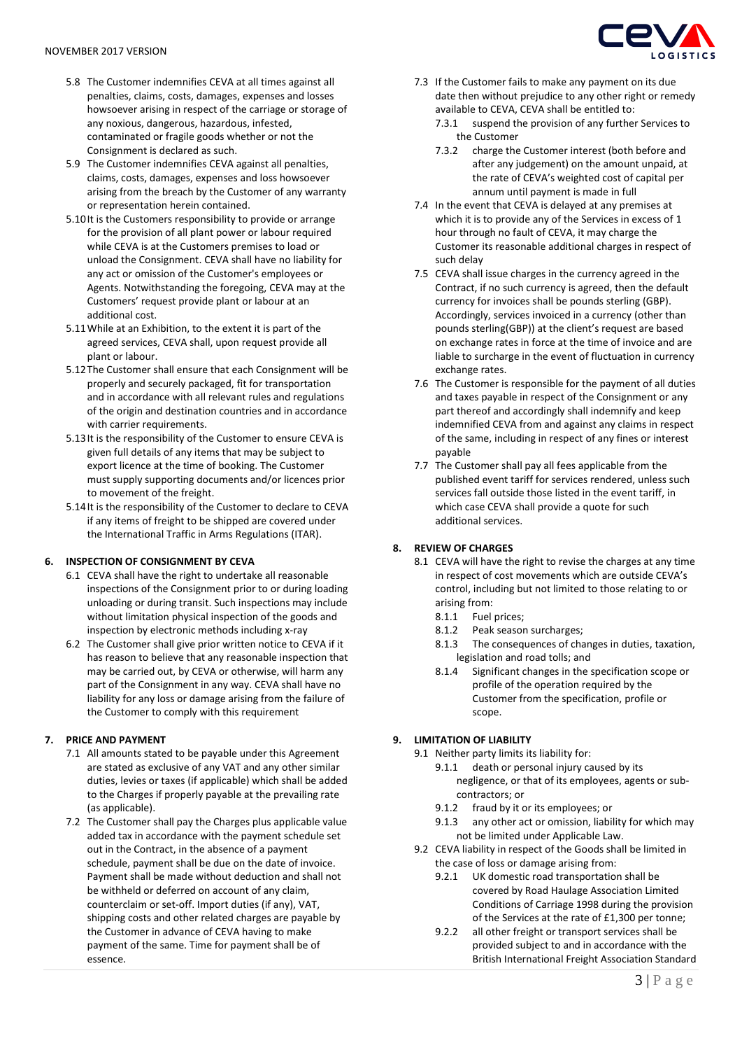5.8 The Customer indemnifies CEVA at all times against all penalties, claims, costs, damages, expenses and losses howsoever arising in respect of the carriage or storage of any noxious, dangerous, hazardous, infested, contaminated or fragile goods whether or not the Consignment is declared as such.

5.9 The Customer indemnifies CEVA against all penalties, claims, costs, damages, expenses and loss howsoever arising from the breach by the Customer of any warranty or representation herein contained.

5.10 It is the Customers responsibility to provide or arrange for the provision of all plant power or labour required while CEVA is at the Customers premises to load or unload the Consignment. CEVA shall have no liability for any act or omission of the Customer's employees or Agents. Notwithstanding the foregoing, CEVA may at the Customers' request provide plant or labour at an additional cost.

5.11 While at an Exhibition, to the extent it is part of the agreed services, CEVA shall, upon request provide all plant or labour.

5.12 The Customer shall ensure that each Consignment will be properly and securely packaged, fit for transportation and in accordance with all relevant rules and regulations of the origin and destination countries and in accordance with carrier requirements.

5.13 It is the responsibility of the Customer to ensure CEVA is given full details of any items that may be subject to export licence at the time of booking. The Customer must supply supporting documents and/or licences prior to movement of the freight.

5.14 It is the responsibility of the Customer to declare to CEVA if any items of freight to be shipped are covered under the International Traffic in Arms Regulations (ITAR).

## 6. INSPECTION OF CONSIGNMENT BY CEVA

6.1 CEVA shall have the right to undertake all reasonable inspections of the Consignment prior to or during loading unloading or during transit. Such inspections may include without limitation physical inspection of the goods and inspection by electronic methods including x-ray

6.2 The Customer shall give prior written notice to CEVA if it has reason to believe that any reasonable inspection that may be carried out, by CEVA or otherwise, will harm any part of the Consignment in any way. CEVA shall have no liability for any loss or damage arising from the failure of the Customer to comply with this requirement

## 7. PRICE AND PAYMENT

7.1 All amounts stated to be payable under this Agreement are stated as exclusive of any VAT and any other similar duties, levies or taxes (if applicable) which shall be added to the Charges if properly payable at the prevailing rate (as applicable).

7.2 The Customer shall pay the Charges plus applicable value added tax in accordance with the payment schedule set out in the Contract, in the absence of a payment schedule, payment shall be due on the date of invoice. Payment shall be made without deduction and shall not be withheld or deferred on account of any claim, counterclaim or set-off. Import duties (if any), VAT, shipping costs and other related charges are payable by the Customer in advance of CEVA having to make payment of the same. Time for payment shall be of essence.

7.3 If the Customer fails to make any payment on its due date then without prejudice to any other right or remedy available to CEVA, CEVA shall be entitled to:

7.3.1 suspend the provision of any further Services to the Customer

7.3.2 charge the Customer interest (both before and after any judgement) on the amount unpaid, at the rate of CEVA's weighted cost of capital per annum until payment is made in full

7.4 In the event that CEVA is delayed at any premises at which it is to provide any of the Services in excess of 1 hour through no fault of CEVA, it may charge the Customer its reasonable additional charges in respect of such delay

7.5 CEVA shall issue charges in the currency agreed in the Contract, if no such currency is agreed, then the default currency for invoices shall be pounds sterling (GBP). Accordingly, services invoiced in a currency (other than pounds sterling(GBP)) at the client's request are based on exchange rates in force at the time of invoice and are liable to surcharge in the event of fluctuation in currency exchange rates.

7.6 The Customer is responsible for the payment of all duties and taxes payable in respect of the Consignment or any part thereof and accordingly shall indemnify and keep indemnified CEVA from and against any claims in respect of the same, including in respect of any fines or interest payable

7.7 The Customer shall pay all fees applicable from the published event tariff for services rendered, unless such services fall outside those listed in the event tariff, in which case CEVA shall provide a quote for such additional services.

## 8. REVIEW OF CHARGES

8.1 CEVA will have the right to revise the charges at any time in respect of cost movements which are outside CEVA's control, including but not limited to those relating to or arising from:

8.1.1 Fuel prices;

8.1.2 Peak season surcharges;

8.1.3 The consequences of changes in duties, taxation, legislation and road tolls; and

8.1.4 Significant changes in the specification scope or profile of the operation required by the Customer from the specification, profile or scope.

## 9. LIMITATION OF LIABILITY

9.1 Neither party limits its liability for:

9.1.1 death or personal injury caused by its negligence, or that of its employees, agents or sub-contractors; or

9.1.2 fraud by it or its employees; or

9.1.3 any other act or omission, liability for which may not be limited under Applicable Law.

9.2 CEVA liability in respect of the Goods shall be limited in the case of loss or damage arising from:

9.2.1 UK domestic road transportation shall be covered by Road Haulage Association Limited Conditions of Carriage 1998 during the provision of the Services at the rate of £1,300 per tonne;

9.2.2 all other freight or transport services shall be provided subject to and in accordance with the British International Freight Association Standard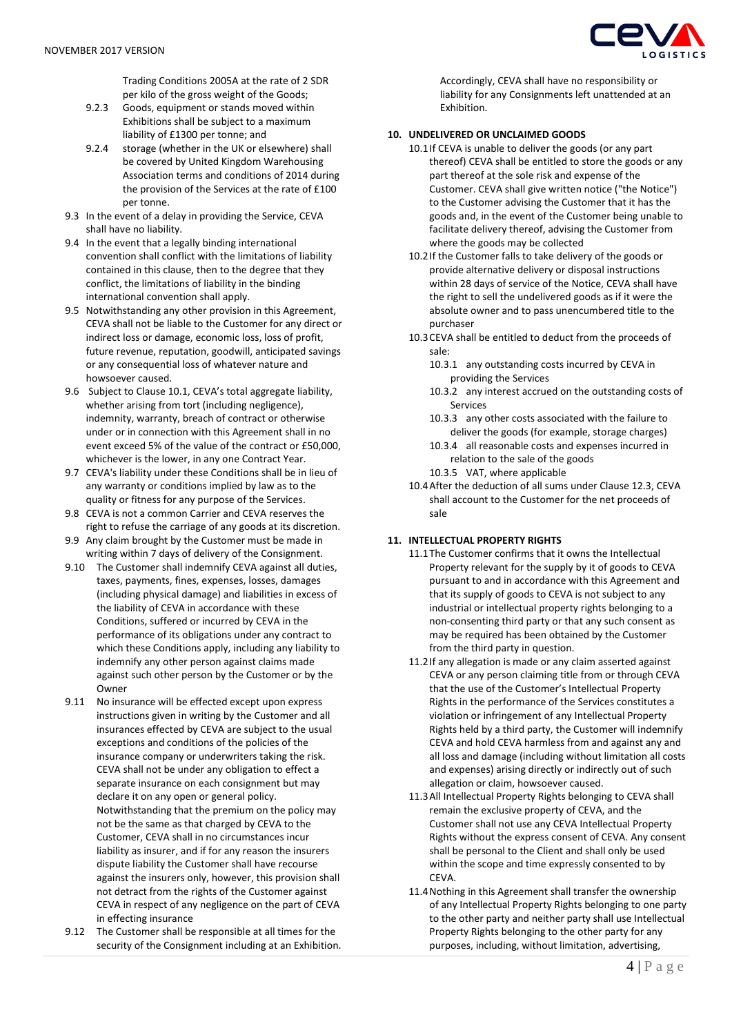Trading Conditions 2005A at the rate of 2 SDR per kilo of the gross weight of the Goods;

- 9.2.3 Goods, equipment or stands moved within Exhibitions shall be subject to a maximum liability of £1300 per tonne; and
- 9.2.4 storage (whether in the UK or elsewhere) shall be covered by United Kingdom Warehousing Association terms and conditions of 2014 during the provision of the Services at the rate of £100 per tonne.

9.3 In the event of a delay in providing the Service, CEVA shall have no liability.

9.4 In the event that a legally binding international convention shall conflict with the limitations of liability contained in this clause, then to the degree that they conflict, the limitations of liability in the binding international convention shall apply.

9.5 Notwithstanding any other provision in this Agreement, CEVA shall not be liable to the Customer for any direct or indirect loss or damage, economic loss, loss of profit, future revenue, reputation, goodwill, anticipated savings or any consequential loss of whatever nature and howsoever caused.

9.6 Subject to Clause 10.1, CEVA's total aggregate liability, whether arising from tort (including negligence), indemnity, warranty, breach of contract or otherwise under or in connection with this Agreement shall in no event exceed 5% of the value of the contract or £50,000, whichever is the lower, in any one Contract Year.

9.7 CEVA's liability under these Conditions shall be in lieu of any warranty or conditions implied by law as to the quality or fitness for any purpose of the Services.

9.8 CEVA is not a common Carrier and CEVA reserves the right to refuse the carriage of any goods at its discretion.

9.9 Any claim brought by the Customer must be made in writing within 7 days of delivery of the Consignment.

9.10 The Customer shall indemnify CEVA against all duties, taxes, payments, fines, expenses, losses, damages (including physical damage) and liabilities in excess of the liability of CEVA in accordance with these Conditions, suffered or incurred by CEVA in the performance of its obligations under any contract to which these Conditions apply, including any liability to indemnify any other person against claims made against such other person by the Customer or by the Owner

9.11 No insurance will be effected except upon express instructions given in writing by the Customer and all insurances effected by CEVA are subject to the usual exceptions and conditions of the policies of the insurance company or underwriters taking the risk. CEVA shall not be under any obligation to effect a separate insurance on each consignment but may declare it on any open or general policy. Notwithstanding that the premium on the policy may not be the same as that charged by CEVA to the Customer, CEVA shall in no circumstances incur liability as insurer, and if for any reason the insurers dispute liability the Customer shall have recourse against the insurers only, however, this provision shall not detract from the rights of the Customer against CEVA in respect of any negligence on the part of CEVA in effecting insurance

9.12 The Customer shall be responsible at all times for the security of the Consignment including at an Exhibition. Accordingly, CEVA shall have no responsibility or liability for any Consignments left unattended at an Exhibition.

## 10. UNDELIVERED OR UNCLAIMED GOODS

10.1 If CEVA is unable to deliver the goods (or any part thereof) CEVA shall be entitled to store the goods or any part thereof at the sole risk and expense of the Customer. CEVA shall give written notice ("the Notice") to the Customer advising the Customer that it has the goods and, in the event of the Customer being unable to facilitate delivery thereof, advising the Customer from where the goods may be collected

10.2 If the Customer falls to take delivery of the goods or provide alternative delivery or disposal instructions within 28 days of service of the Notice, CEVA shall have the right to sell the undelivered goods as if it were the absolute owner and to pass unencumbered title to the purchaser

10.3 CEVA shall be entitled to deduct from the proceeds of sale:

- 10.3.1 any outstanding costs incurred by CEVA in providing the Services
- 10.3.2 any interest accrued on the outstanding costs of Services
- 10.3.3 any other costs associated with the failure to deliver the goods (for example, storage charges)
- 10.3.4 all reasonable costs and expenses incurred in relation to the sale of the goods
- 10.3.5 VAT, where applicable

10.4 After the deduction of all sums under Clause 12.3, CEVA shall account to the Customer for the net proceeds of sale

## 11. INTELLECTUAL PROPERTY RIGHTS

11.1 The Customer confirms that it owns the Intellectual Property relevant for the supply by it of goods to CEVA pursuant to and in accordance with this Agreement and that its supply of goods to CEVA is not subject to any industrial or intellectual property rights belonging to a non-consenting third party or that any such consent as may be required has been obtained by the Customer from the third party in question.

11.2 If any allegation is made or any claim asserted against CEVA or any person claiming title from or through CEVA that the use of the Customer's Intellectual Property Rights in the performance of the Services constitutes a violation or infringement of any Intellectual Property Rights held by a third party, the Customer will indemnify CEVA and hold CEVA harmless from and against any and all loss and damage (including without limitation all costs and expenses) arising directly or indirectly out of such allegation or claim, howsoever caused.

11.3 All Intellectual Property Rights belonging to CEVA shall remain the exclusive property of CEVA, and the Customer shall not use any CEVA Intellectual Property Rights without the express consent of CEVA. Any consent shall be personal to the Client and shall only be used within the scope and time expressly consented to by CEVA.

11.4 Nothing in this Agreement shall transfer the ownership of any Intellectual Property Rights belonging to one party to the other party and neither party shall use Intellectual Property Rights belonging to the other party for any purposes, including, without limitation, advertising,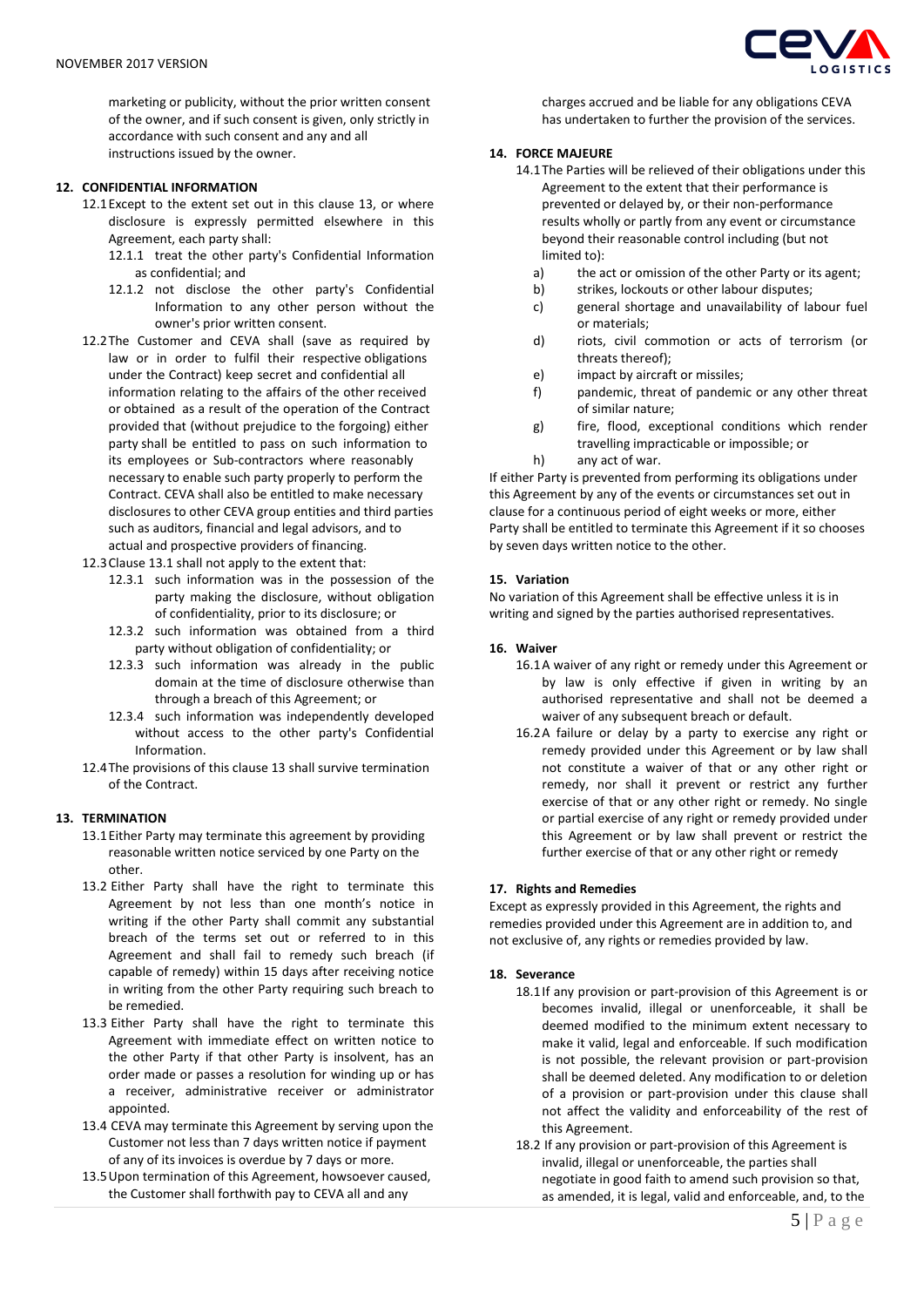marketing or publicity, without the prior written consent of the owner, and if such consent is given, only strictly in accordance with such consent and any and all instructions issued by the owner.

## 12. CONFIDENTIAL INFORMATION

12.1 Except to the extent set out in this clause 13, or where disclosure is expressly permitted elsewhere in this Agreement, each party shall:

12.1.1 treat the other party's Confidential Information as confidential; and

12.1.2 not disclose the other party's Confidential Information to any other person without the owner's prior written consent.

12.2 The Customer and CEVA shall (save as required by law or in order to fulfil their respective obligations under the Contract) keep secret and confidential all information relating to the affairs of the other received or obtained as a result of the operation of the Contract provided that (without prejudice to the forgoing) either party shall be entitled to pass on such information to its employees or Sub-contractors where reasonably necessary to enable such party properly to perform the Contract. CEVA shall also be entitled to make necessary disclosures to other CEVA group entities and third parties such as auditors, financial and legal advisors, and to actual and prospective providers of financing.

12.3 Clause 13.1 shall not apply to the extent that:

12.3.1 such information was in the possession of the party making the disclosure, without obligation of confidentiality, prior to its disclosure; or

12.3.2 such information was obtained from a third party without obligation of confidentiality; or

12.3.3 such information was already in the public domain at the time of disclosure otherwise than through a breach of this Agreement; or

12.3.4 such information was independently developed without access to the other party's Confidential Information.

12.4 The provisions of this clause 13 shall survive termination of the Contract.

## 13. TERMINATION

13.1 Either Party may terminate this agreement by providing reasonable written notice serviced by one Party on the other.

13.2 Either Party shall have the right to terminate this Agreement by not less than one month's notice in writing if the other Party shall commit any substantial breach of the terms set out or referred to in this Agreement and shall fail to remedy such breach (if capable of remedy) within 15 days after receiving notice in writing from the other Party requiring such breach to be remedied.

13.3 Either Party shall have the right to terminate this Agreement with immediate effect on written notice to the other Party if that other Party is insolvent, has an order made or passes a resolution for winding up or has a receiver, administrative receiver or administrator appointed.

13.4 CEVA may terminate this Agreement by serving upon the Customer not less than 7 days written notice if payment of any of its invoices is overdue by 7 days or more.

13.5 Upon termination of this Agreement, howsoever caused, the Customer shall forthwith pay to CEVA all and any charges accrued and be liable for any obligations CEVA has undertaken to further the provision of the services.

## 14. FORCE MAJEURE

14.1 The Parties will be relieved of their obligations under this Agreement to the extent that their performance is prevented or delayed by, or their non-performance results wholly or partly from any event or circumstance beyond their reasonable control including (but not limited to):

a) the act or omission of the other Party or its agent;

b) strikes, lockouts or other labour disputes;

c) general shortage and unavailability of labour fuel or materials;

d) riots, civil commotion or acts of terrorism (or threats thereof);

e) impact by aircraft or missiles;

f) pandemic, threat of pandemic or any other threat of similar nature;

g) fire, flood, exceptional conditions which render travelling impracticable or impossible; or

h) any act of war.

If either Party is prevented from performing its obligations under this Agreement by any of the events or circumstances set out in clause for a continuous period of eight weeks or more, either Party shall be entitled to terminate this Agreement if it so chooses by seven days written notice to the other.

## 15. Variation

No variation of this Agreement shall be effective unless it is in writing and signed by the parties authorised representatives.

## 16. Waiver

16.1 A waiver of any right or remedy under this Agreement or by law is only effective if given in writing by an authorised representative and shall not be deemed a waiver of any subsequent breach or default.

16.2 A failure or delay by a party to exercise any right or remedy provided under this Agreement or by law shall not constitute a waiver of that or any other right or remedy, nor shall it prevent or restrict any further exercise of that or any other right or remedy. No single or partial exercise of any right or remedy provided under this Agreement or by law shall prevent or restrict the further exercise of that or any other right or remedy

## 17. Rights and Remedies

Except as expressly provided in this Agreement, the rights and remedies provided under this Agreement are in addition to, and not exclusive of, any rights or remedies provided by law.

## 18. Severance

18.1 If any provision or part-provision of this Agreement is or becomes invalid, illegal or unenforceable, it shall be deemed modified to the minimum extent necessary to make it valid, legal and enforceable. If such modification is not possible, the relevant provision or part-provision shall be deemed deleted. Any modification to or deletion of a provision or part-provision under this clause shall not affect the validity and enforceability of the rest of this Agreement.

18.2 If any provision or part-provision of this Agreement is invalid, illegal or unenforceable, the parties shall negotiate in good faith to amend such provision so that, as amended, it is legal, valid and enforceable, and, to the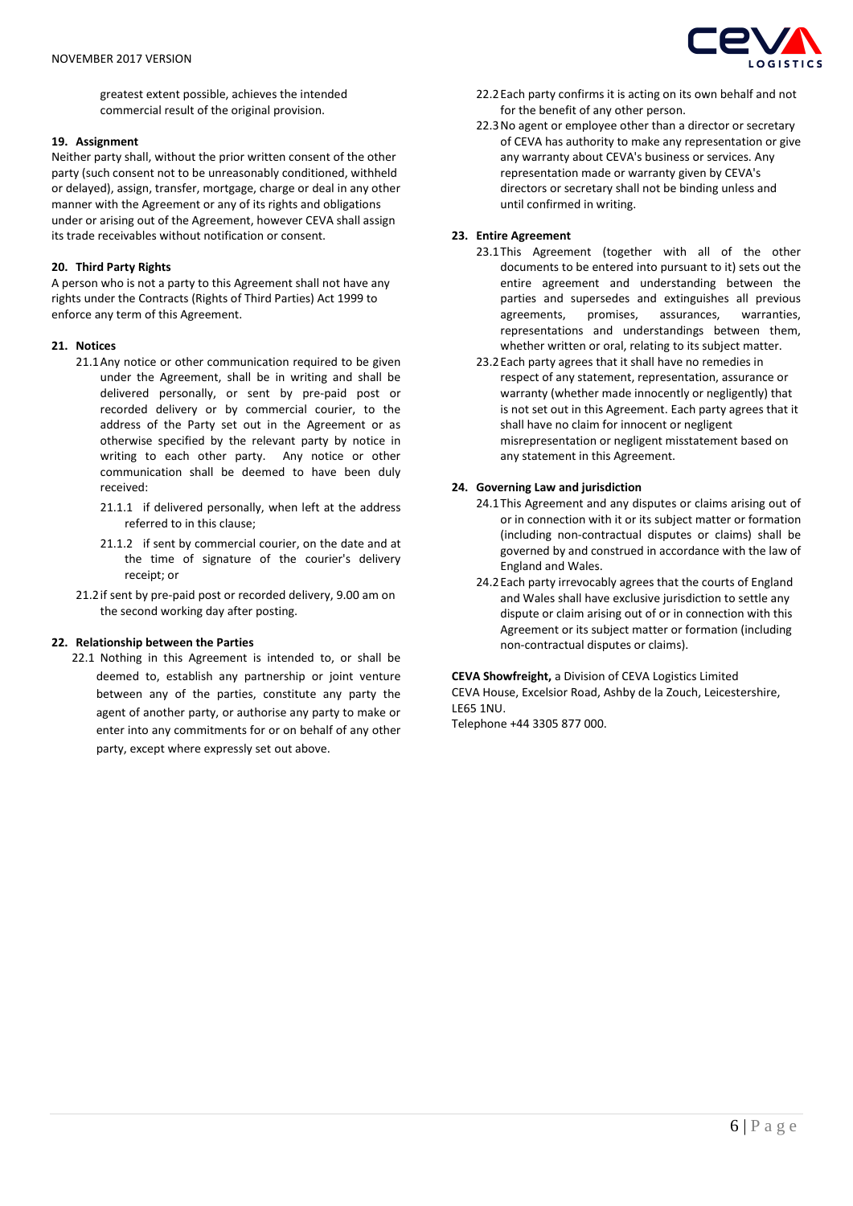greatest extent possible, achieves the intended commercial result of the original provision.

#### 19. Assignment

Neither party shall, without the prior written consent of the other party (such consent not to be unreasonably conditioned, withheld or delayed), assign, transfer, mortgage, charge or deal in any other manner with the Agreement or any of its rights and obligations under or arising out of the Agreement, however CEVA shall assign its trade receivables without notification or consent.

#### 20. Third Party Rights

A person who is not a party to this Agreement shall not have any rights under the Contracts (Rights of Third Parties) Act 1999 to enforce any term of this Agreement.

#### 21. Notices

21.1 Any notice or other communication required to be given under the Agreement, shall be in writing and shall be delivered personally, or sent by pre-paid post or recorded delivery or by commercial courier, to the address of the Party set out in the Agreement or as otherwise specified by the relevant party by notice in writing to each other party. Any notice or other communication shall be deemed to have been duly received:

21.1.1 if delivered personally, when left at the address referred to in this clause;

21.1.2 if sent by commercial courier, on the date and at the time of signature of the courier's delivery receipt; or

21.2 if sent by pre-paid post or recorded delivery, 9.00 am on the second working day after posting.

#### 22. Relationship between the Parties

22.1 Nothing in this Agreement is intended to, or shall be deemed to, establish any partnership or joint venture between any of the parties, constitute any party the agent of another party, or authorise any party to make or enter into any commitments for or on behalf of any other party, except where expressly set out above.

22.2 Each party confirms it is acting on its own behalf and not for the benefit of any other person.

22.3 No agent or employee other than a director or secretary of CEVA has authority to make any representation or give any warranty about CEVA's business or services. Any representation made or warranty given by CEVA's directors or secretary shall not be binding unless and until confirmed in writing.

#### 23. Entire Agreement

23.1 This Agreement (together with all of the other documents to be entered into pursuant to it) sets out the entire agreement and understanding between the parties and supersedes and extinguishes all previous agreements, promises, assurances, warranties, representations and understandings between them, whether written or oral, relating to its subject matter.

23.2 Each party agrees that it shall have no remedies in respect of any statement, representation, assurance or warranty (whether made innocently or negligently) that is not set out in this Agreement. Each party agrees that it shall have no claim for innocent or negligent misrepresentation or negligent misstatement based on any statement in this Agreement.

#### 24. Governing Law and jurisdiction

24.1 This Agreement and any disputes or claims arising out of or in connection with it or its subject matter or formation (including non-contractual disputes or claims) shall be governed by and construed in accordance with the law of England and Wales.

24.2 Each party irrevocably agrees that the courts of England and Wales shall have exclusive jurisdiction to settle any dispute or claim arising out of or in connection with this Agreement or its subject matter or formation (including non-contractual disputes or claims).

**CEVA Showfreight,** a Division of CEVA Logistics Limited
CEVA House, Excelsior Road, Ashby de la Zouch, Leicestershire, LE65 1NU.
Telephone +44 3305 877 000.